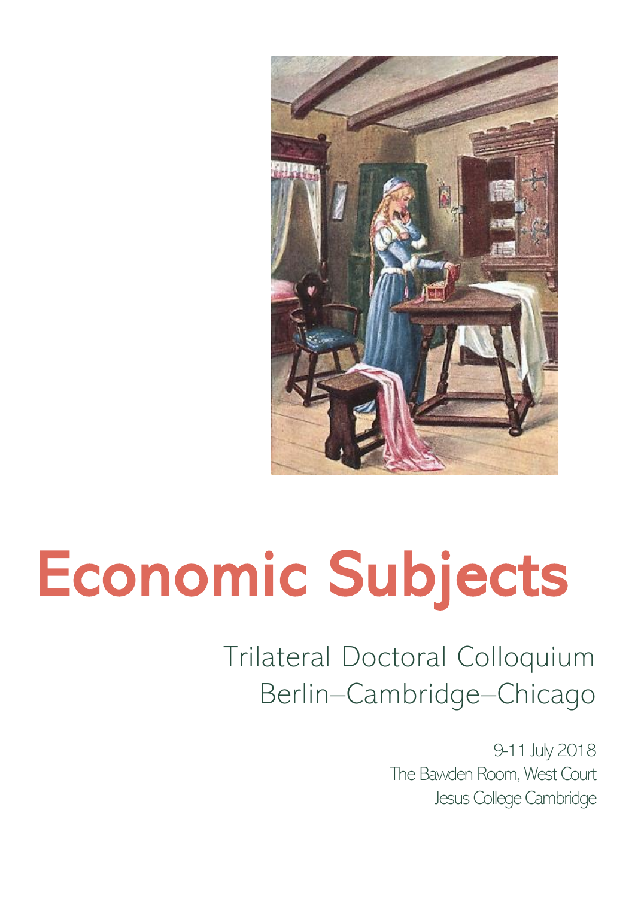# Economic Subjects

Trilateral Doctoral Colloquium
Berlin–Cambridge–Chicago

9-11 July 2018
The Bawden Room, West Court
Jesus College Cambridge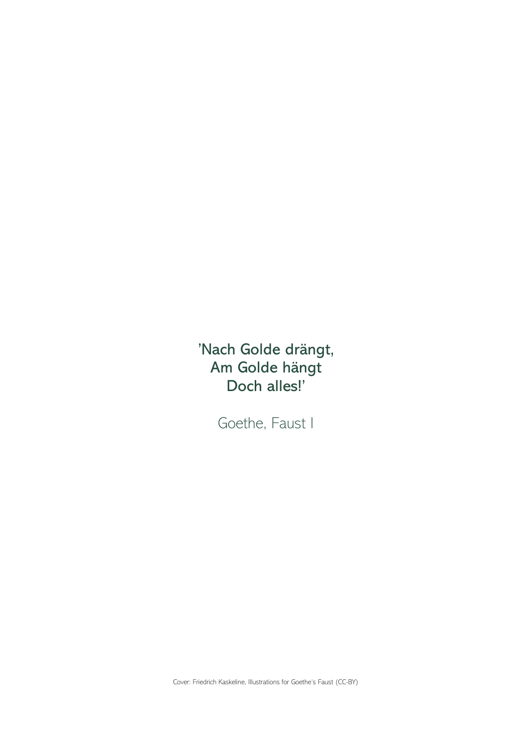'Nach Golde drängt,
Am Golde hängt
Doch alles!'

Goethe, Faust I

Cover: Friedrich Kaskeline, Illustrations for Goethe's Faust (CC-BY)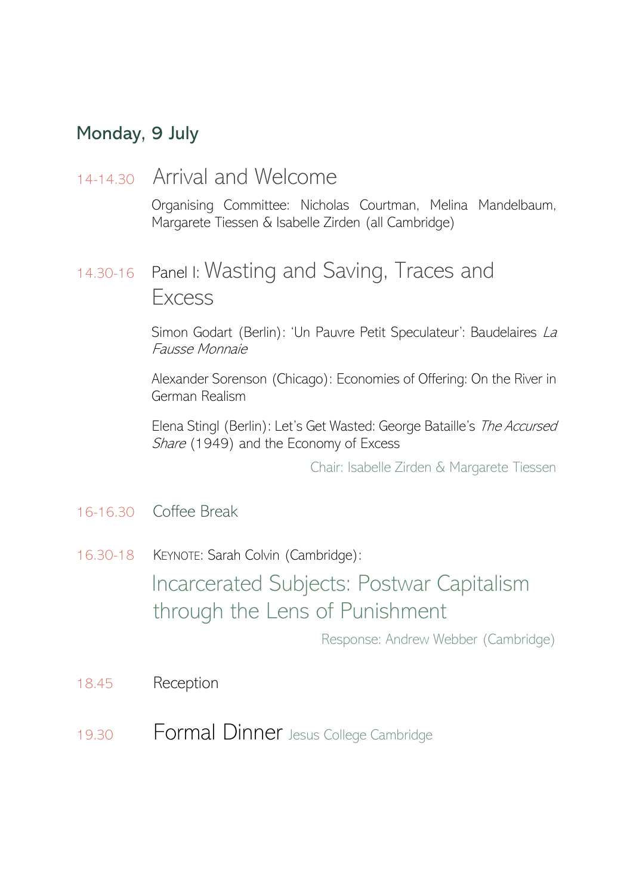## Monday, 9 July

14-14.30 **Arrival and Welcome**

Organising Committee: Nicholas Courtman, Melina Mandelbaum, Margarete Tiessen & Isabelle Zirden (all Cambridge)

14.30-16 Panel I: **Wasting and Saving, Traces and Excess**

Simon Godart (Berlin): 'Un Pauvre Petit Speculateur': Baudelaires *La Fausse Monnaie*

Alexander Sorenson (Chicago): Economies of Offering: On the River in German Realism

Elena Stingl (Berlin): Let's Get Wasted: George Bataille's *The Accursed Share* (1949) and the Economy of Excess

Chair: Isabelle Zirden & Margarete Tiessen

16-16.30 Coffee Break

16.30-18 KEYNOTE: Sarah Colvin (Cambridge):

**Incarcerated Subjects: Postwar Capitalism through the Lens of Punishment**

Response: Andrew Webber (Cambridge)

18.45 Reception

19.30 **Formal Dinner** Jesus College Cambridge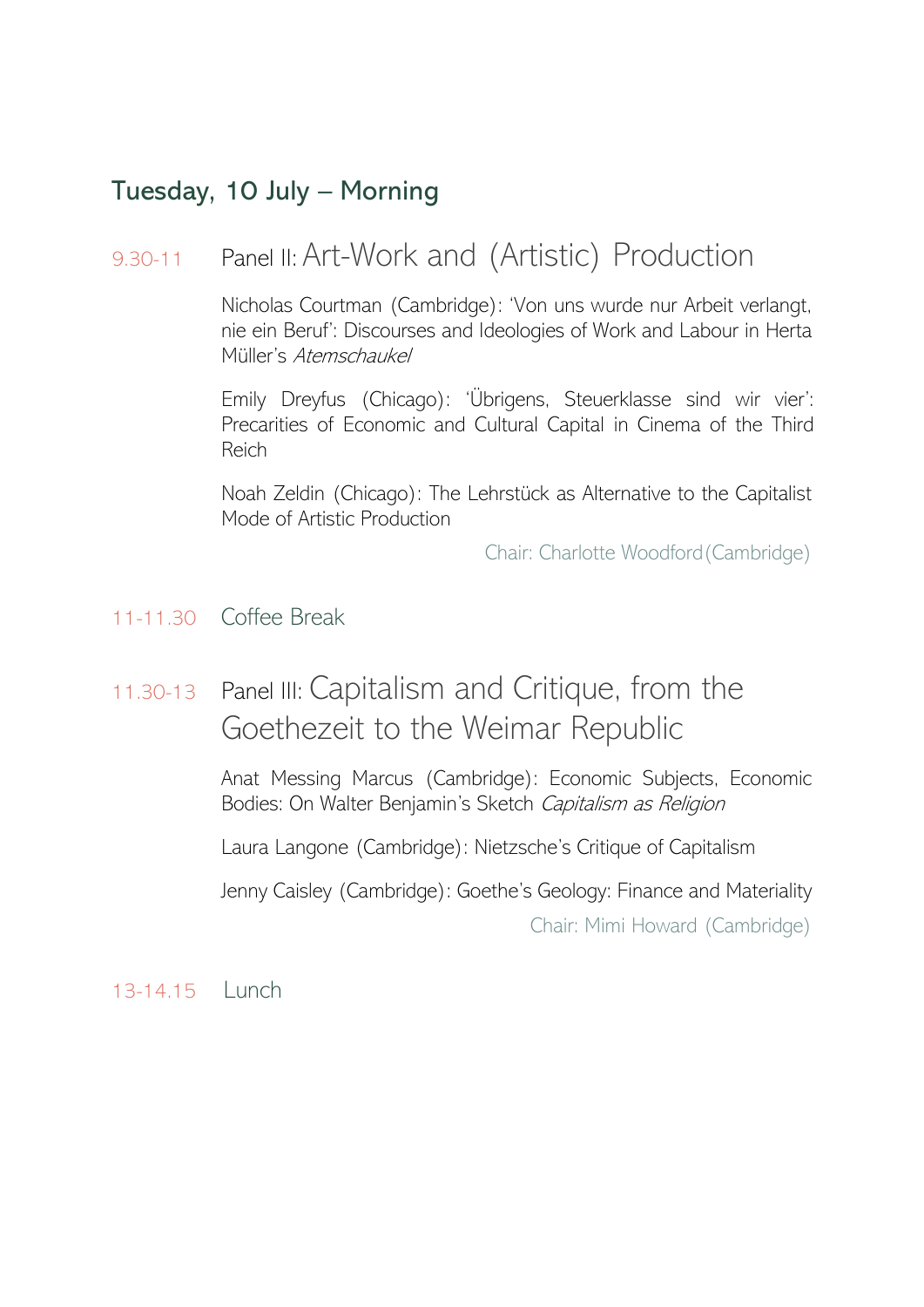## Tuesday, 10 July – Morning

9.30-11 Panel II: **Art-Work and (Artistic) Production**

Nicholas Courtman (Cambridge): 'Von uns wurde nur Arbeit verlangt, nie ein Beruf': Discourses and Ideologies of Work and Labour in Herta Müller's *Atemschaukel*

Emily Dreyfus (Chicago): 'Übrigens, Steuerklasse sind wir vier': Precarities of Economic and Cultural Capital in Cinema of the Third Reich

Noah Zeldin (Chicago): The Lehrstück as Alternative to the Capitalist Mode of Artistic Production

Chair: Charlotte Woodford (Cambridge)

11-11.30 Coffee Break

11.30-13 Panel III: **Capitalism and Critique, from the Goethezeit to the Weimar Republic**

Anat Messing Marcus (Cambridge): Economic Subjects, Economic Bodies: On Walter Benjamin's Sketch *Capitalism as Religion*

Laura Langone (Cambridge): Nietzsche's Critique of Capitalism

Jenny Caisley (Cambridge): Goethe's Geology: Finance and Materiality

Chair: Mimi Howard (Cambridge)

13-14.15 Lunch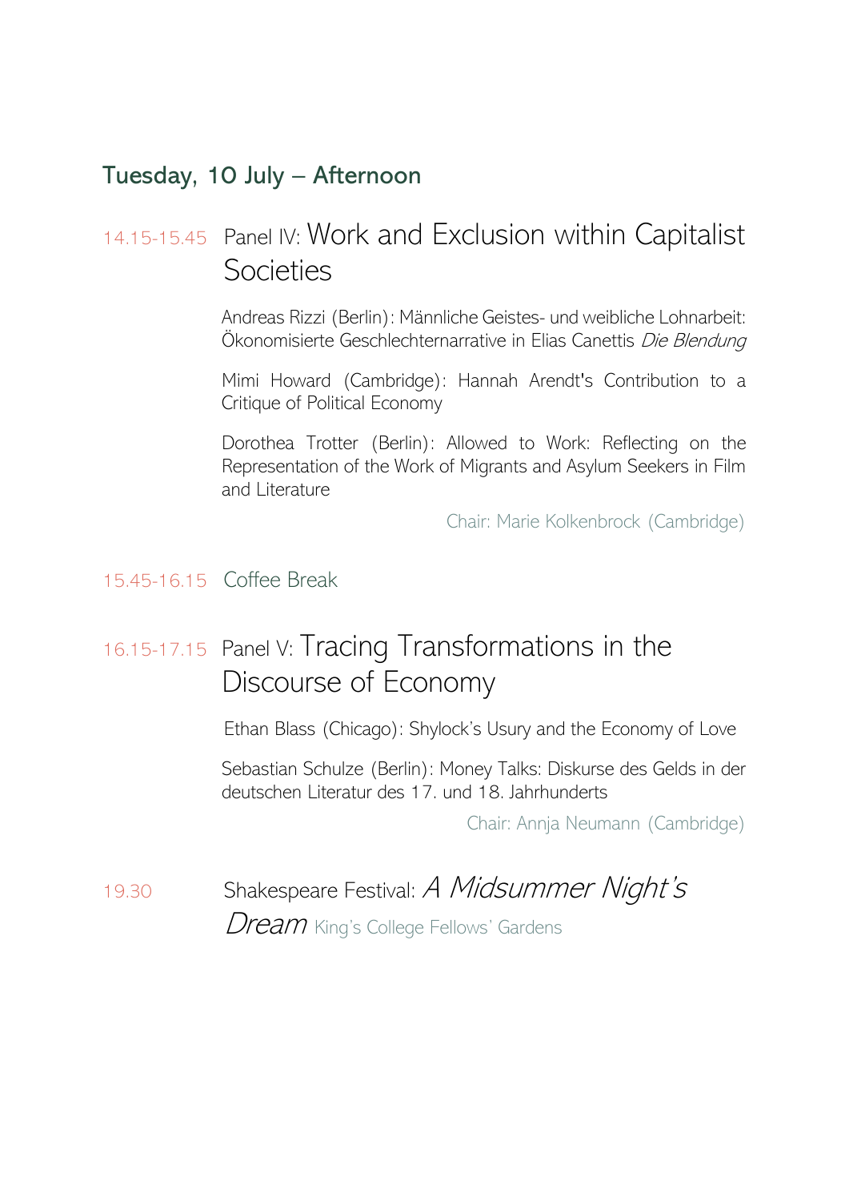## Tuesday, 10 July – Afternoon

### 14.15-15.45 Panel IV: Work and Exclusion within Capitalist Societies

Andreas Rizzi (Berlin): Männliche Geistes- und weibliche Lohnarbeit: Ökonomisierte Geschlechternarrative in Elias Canettis *Die Blendung*

Mimi Howard (Cambridge): Hannah Arendt's Contribution to a Critique of Political Economy

Dorothea Trotter (Berlin): Allowed to Work: Reflecting on the Representation of the Work of Migrants and Asylum Seekers in Film and Literature

Chair: Marie Kolkenbrock (Cambridge)

### 15.45-16.15 Coffee Break

### 16.15-17.15 Panel V: Tracing Transformations in the Discourse of Economy

Ethan Blass (Chicago): Shylock's Usury and the Economy of Love

Sebastian Schulze (Berlin): Money Talks: Diskurse des Gelds in der deutschen Literatur des 17. und 18. Jahrhunderts

Chair: Annja Neumann (Cambridge)

### 19.30 Shakespeare Festival: *A Midsummer Night's Dream* King's College Fellows' Gardens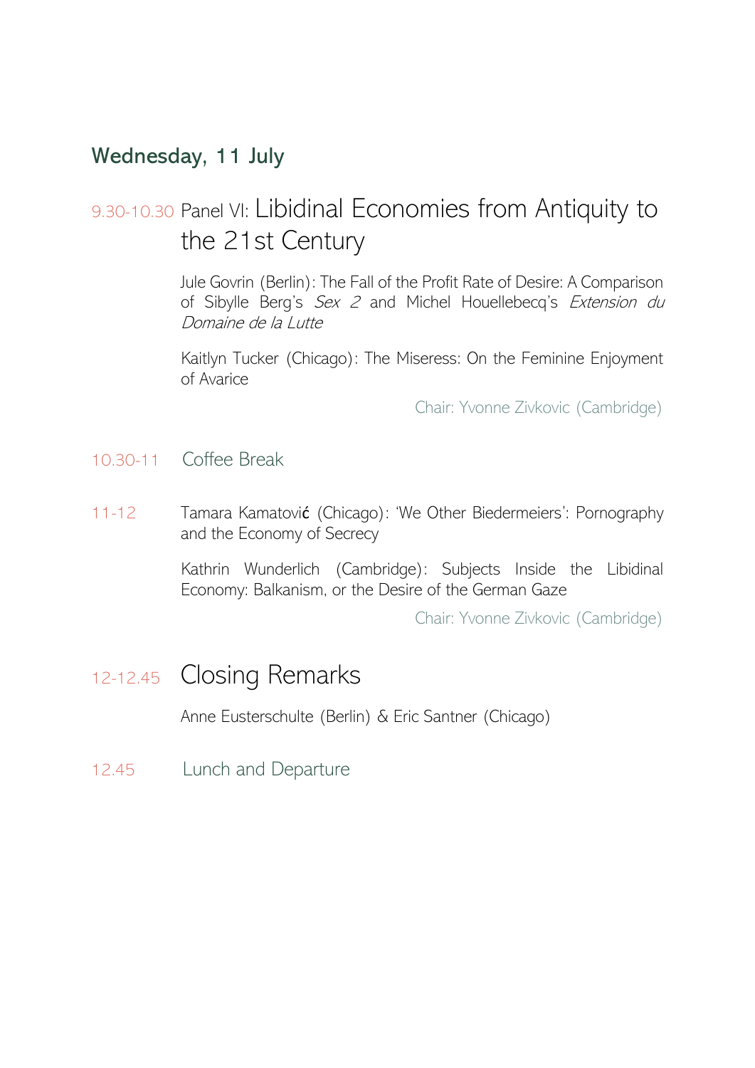## Wednesday, 11 July

### 9.30-10.30 Panel VI: Libidinal Economies from Antiquity to the 21st Century

Jule Govrin (Berlin): The Fall of the Profit Rate of Desire: A Comparison of Sibylle Berg's *Sex 2* and Michel Houellebecq's *Extension du Domaine de la Lutte*

Kaitlyn Tucker (Chicago): The Miseress: On the Feminine Enjoyment of Avarice

Chair: Yvonne Zivkovic (Cambridge)

10.30-11 Coffee Break

11-12 Tamara Kamatović (Chicago): 'We Other Biedermeiers': Pornography and the Economy of Secrecy

Kathrin Wunderlich (Cambridge): Subjects Inside the Libidinal Economy: Balkanism, or the Desire of the German Gaze

Chair: Yvonne Zivkovic (Cambridge)

### 12-12.45 Closing Remarks

Anne Eusterschulte (Berlin) & Eric Santner (Chicago)

12.45 Lunch and Departure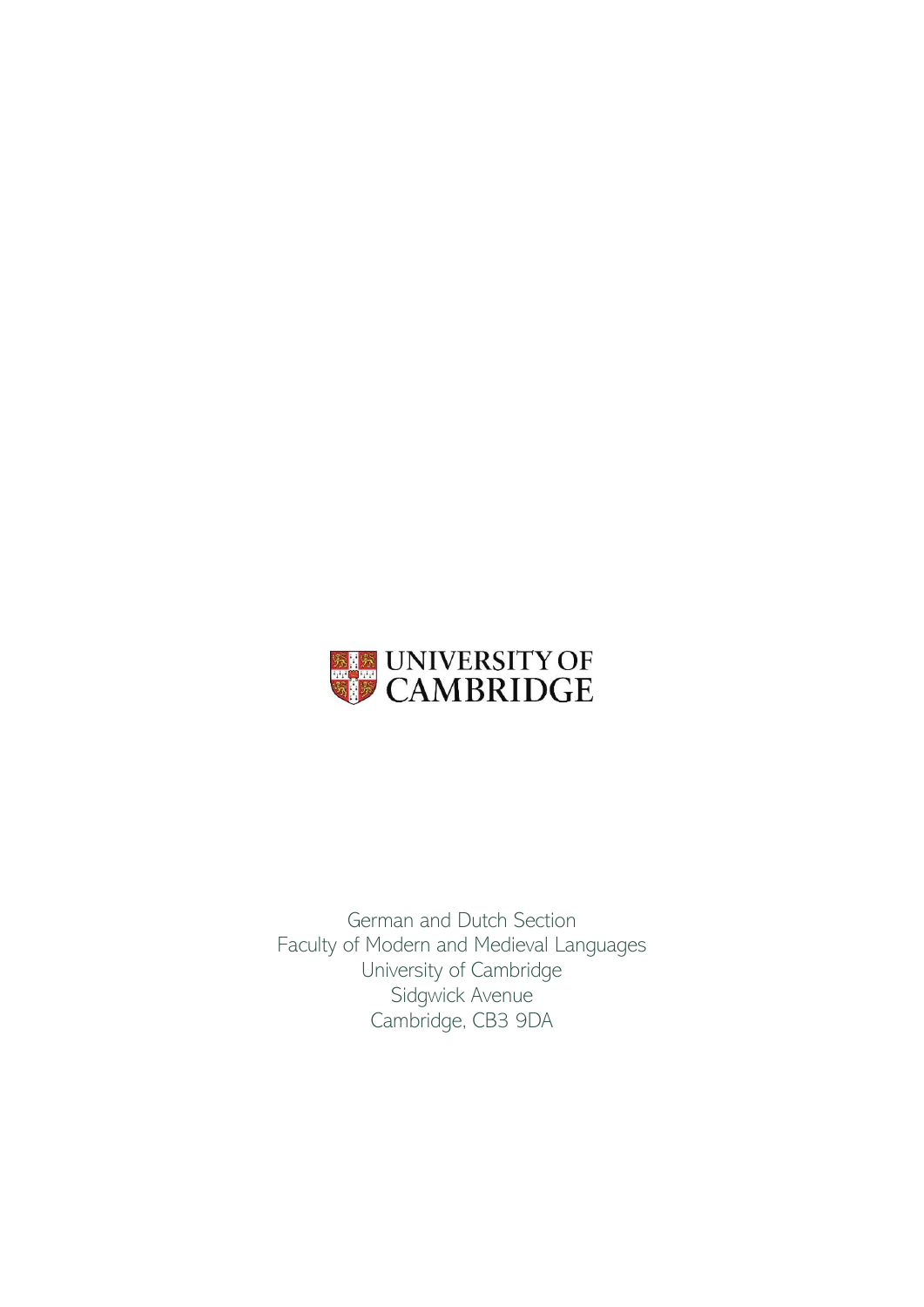UNIVERSITY OF CAMBRIDGE

German and Dutch Section
Faculty of Modern and Medieval Languages
University of Cambridge
Sidgwick Avenue
Cambridge, CB3 9DA